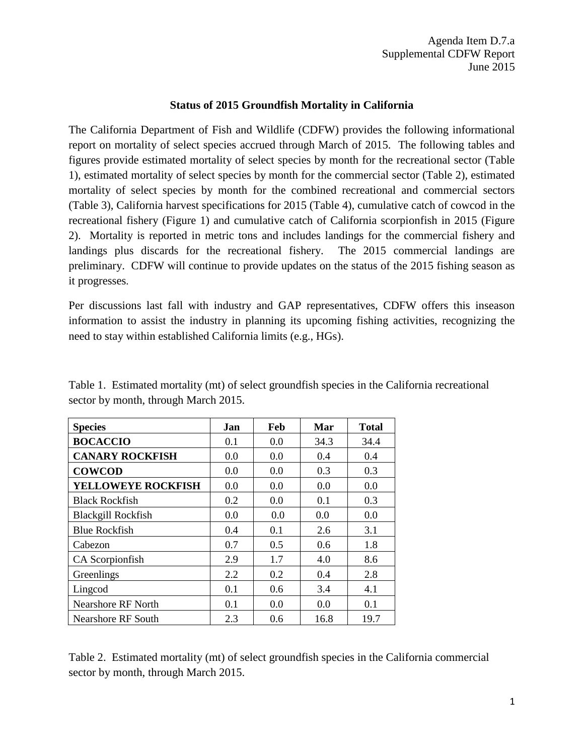Agenda Item D.7.a
Supplemental CDFW Report
June 2015

## Status of 2015 Groundfish Mortality in California

The California Department of Fish and Wildlife (CDFW) provides the following informational report on mortality of select species accrued through March of 2015. The following tables and figures provide estimated mortality of select species by month for the recreational sector (Table 1), estimated mortality of select species by month for the commercial sector (Table 2), estimated mortality of select species by month for the combined recreational and commercial sectors (Table 3), California harvest specifications for 2015 (Table 4), cumulative catch of cowcod in the recreational fishery (Figure 1) and cumulative catch of California scorpionfish in 2015 (Figure 2). Mortality is reported in metric tons and includes landings for the commercial fishery and landings plus discards for the recreational fishery. The 2015 commercial landings are preliminary. CDFW will continue to provide updates on the status of the 2015 fishing season as it progresses.

Per discussions last fall with industry and GAP representatives, CDFW offers this inseason information to assist the industry in planning its upcoming fishing activities, recognizing the need to stay within established California limits (e.g., HGs).

Table 1. Estimated mortality (mt) of select groundfish species in the California recreational sector by month, through March 2015.

| Species | Jan | Feb | Mar | Total |
|---|---|---|---|---|
| **BOCACCIO** | 0.1 | 0.0 | 34.3 | 34.4 |
| **CANARY ROCKFISH** | 0.0 | 0.0 | 0.4 | 0.4 |
| **COWCOD** | 0.0 | 0.0 | 0.3 | 0.3 |
| **YELLOWEYE ROCKFISH** | 0.0 | 0.0 | 0.0 | 0.0 |
| Black Rockfish | 0.2 | 0.0 | 0.1 | 0.3 |
| Blackgill Rockfish | 0.0 | 0.0 | 0.0 | 0.0 |
| Blue Rockfish | 0.4 | 0.1 | 2.6 | 3.1 |
| Cabezon | 0.7 | 0.5 | 0.6 | 1.8 |
| CA Scorpionfish | 2.9 | 1.7 | 4.0 | 8.6 |
| Greenlings | 2.2 | 0.2 | 0.4 | 2.8 |
| Lingcod | 0.1 | 0.6 | 3.4 | 4.1 |
| Nearshore RF North | 0.1 | 0.0 | 0.0 | 0.1 |
| Nearshore RF South | 2.3 | 0.6 | 16.8 | 19.7 |

Table 2. Estimated mortality (mt) of select groundfish species in the California commercial sector by month, through March 2015.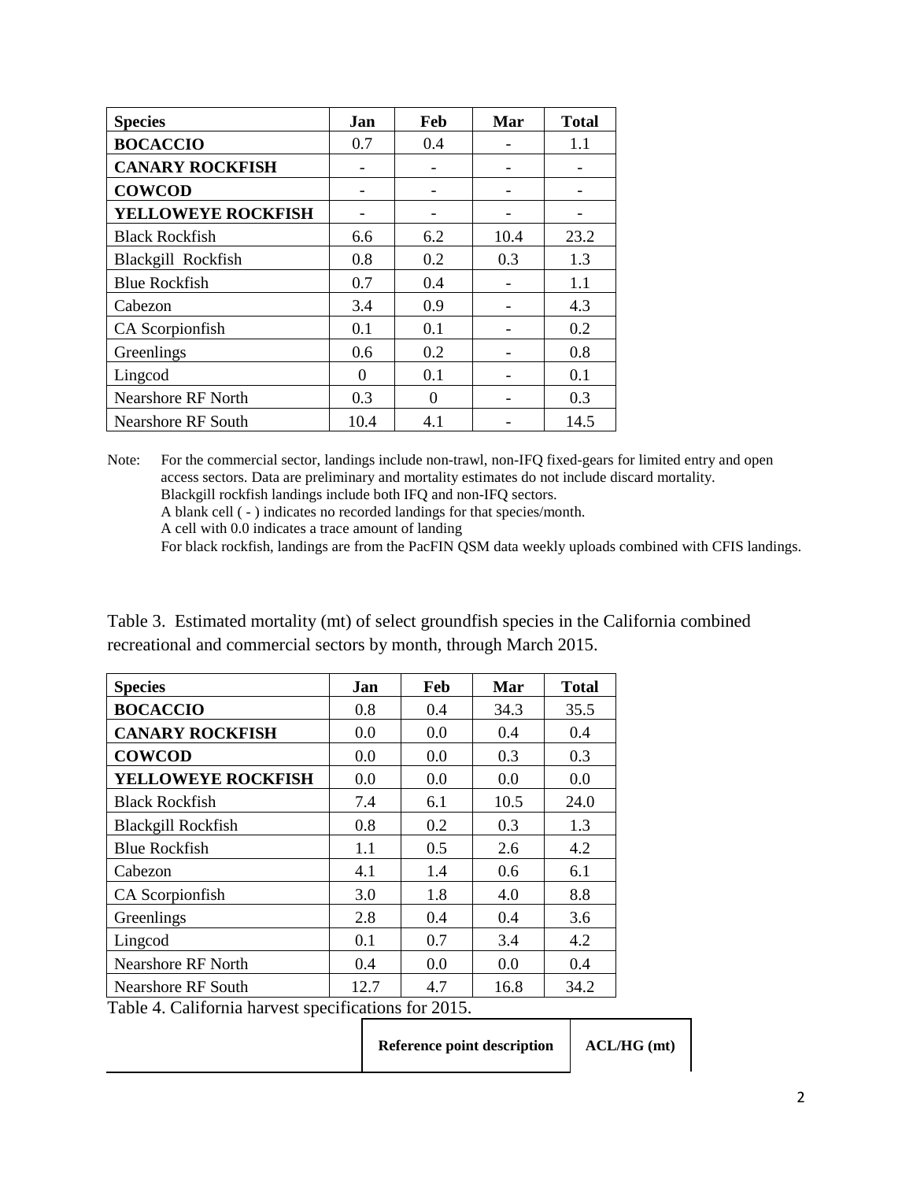| Species | Jan | Feb | Mar | Total |
|---|---|---|---|---|
| **BOCACCIO** | 0.7 | 0.4 | - | 1.1 |
| **CANARY ROCKFISH** | - | - | - | - |
| **COWCOD** | - | - | - | - |
| **YELLOWEYE ROCKFISH** | - | - | - | - |
| Black Rockfish | 6.6 | 6.2 | 10.4 | 23.2 |
| Blackgill Rockfish | 0.8 | 0.2 | 0.3 | 1.3 |
| Blue Rockfish | 0.7 | 0.4 | - | 1.1 |
| Cabezon | 3.4 | 0.9 | - | 4.3 |
| CA Scorpionfish | 0.1 | 0.1 | - | 0.2 |
| Greenlings | 0.6 | 0.2 | - | 0.8 |
| Lingcod | 0 | 0.1 | - | 0.1 |
| Nearshore RF North | 0.3 | 0 | - | 0.3 |
| Nearshore RF South | 10.4 | 4.1 | - | 14.5 |

Note: For the commercial sector, landings include non-trawl, non-IFQ fixed-gears for limited entry and open access sectors. Data are preliminary and mortality estimates do not include discard mortality.
Blackgill rockfish landings include both IFQ and non-IFQ sectors.
A blank cell ( - ) indicates no recorded landings for that species/month.
A cell with 0.0 indicates a trace amount of landing
For black rockfish, landings are from the PacFIN QSM data weekly uploads combined with CFIS landings.

Table 3. Estimated mortality (mt) of select groundfish species in the California combined recreational and commercial sectors by month, through March 2015.

| Species | Jan | Feb | Mar | Total |
|---|---|---|---|---|
| **BOCACCIO** | 0.8 | 0.4 | 34.3 | 35.5 |
| **CANARY ROCKFISH** | 0.0 | 0.0 | 0.4 | 0.4 |
| **COWCOD** | 0.0 | 0.0 | 0.3 | 0.3 |
| **YELLOWEYE ROCKFISH** | 0.0 | 0.0 | 0.0 | 0.0 |
| Black Rockfish | 7.4 | 6.1 | 10.5 | 24.0 |
| Blackgill Rockfish | 0.8 | 0.2 | 0.3 | 1.3 |
| Blue Rockfish | 1.1 | 0.5 | 2.6 | 4.2 |
| Cabezon | 4.1 | 1.4 | 0.6 | 6.1 |
| CA Scorpionfish | 3.0 | 1.8 | 4.0 | 8.8 |
| Greenlings | 2.8 | 0.4 | 0.4 | 3.6 |
| Lingcod | 0.1 | 0.7 | 3.4 | 4.2 |
| Nearshore RF North | 0.4 | 0.0 | 0.0 | 0.4 |
| Nearshore RF South | 12.7 | 4.7 | 16.8 | 34.2 |

Table 4. California harvest specifications for 2015.

| | Reference point description | ACL/HG (mt) |
|---|---|---|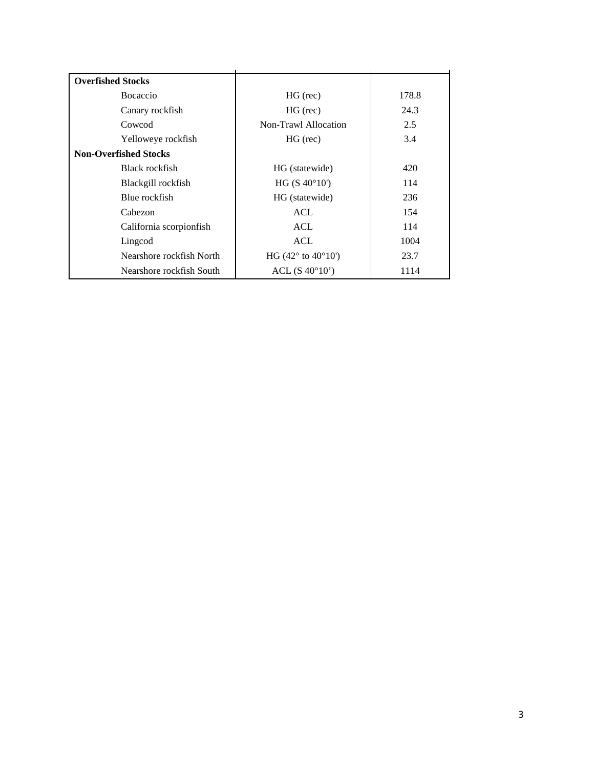| | | |
|---|---|---|
| **Overfished Stocks** | | |
| Bocaccio | HG (rec) | 178.8 |
| Canary rockfish | HG (rec) | 24.3 |
| Cowcod | Non-Trawl Allocation | 2.5 |
| Yelloweye rockfish | HG (rec) | 3.4 |
| **Non-Overfished Stocks** | | |
| Black rockfish | HG (statewide) | 420 |
| Blackgill rockfish | HG (S 40°10') | 114 |
| Blue rockfish | HG (statewide) | 236 |
| Cabezon | ACL | 154 |
| California scorpionfish | ACL | 114 |
| Lingcod | ACL | 1004 |
| Nearshore rockfish North | HG (42° to 40°10') | 23.7 |
| Nearshore rockfish South | ACL (S 40°10') | 1114 |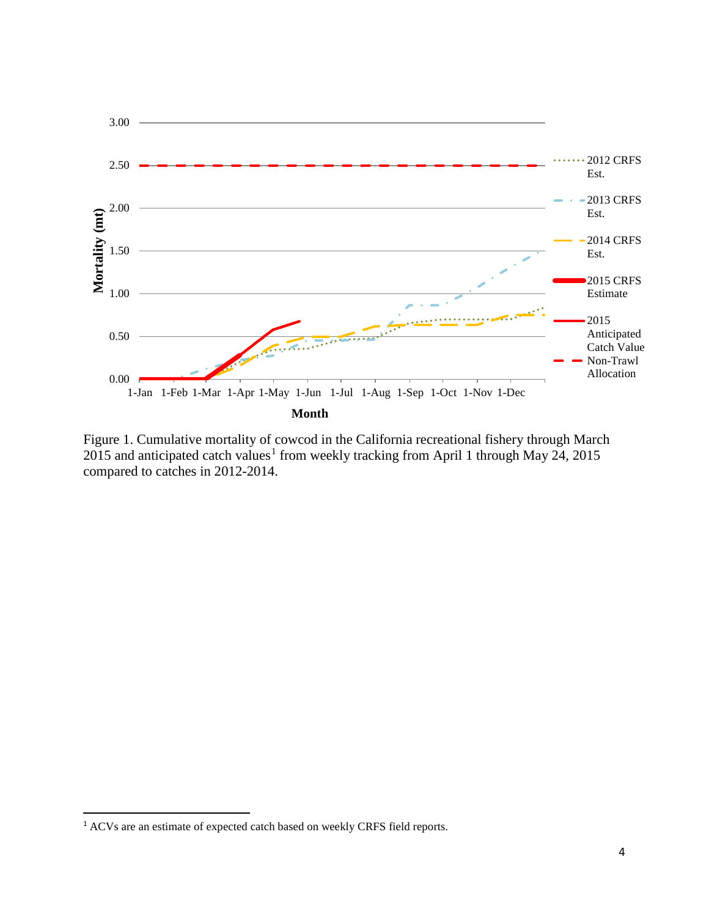Figure 1. Cumulative mortality of cowcod in the California recreational fishery through March 2015 and anticipated catch values[1] from weekly tracking from April 1 through May 24, 2015 compared to catches in 2012-2014.

[1] ACVs are an estimate of expected catch based on weekly CRFS field reports.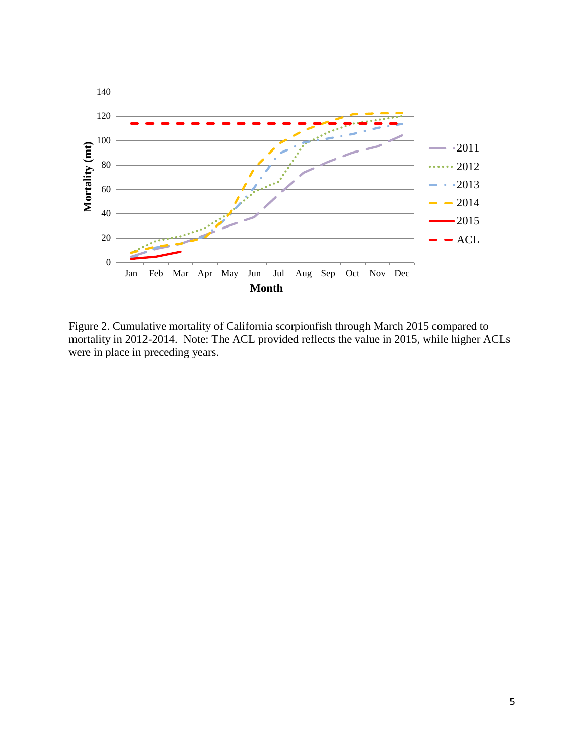140
120
100
80
60
40
20
0

Mortality (mt)

Jan Feb Mar Apr May Jun Jul Aug Sep Oct Nov Dec

Month

2011
2012
2013
2014
2015
ACL

Figure 2. Cumulative mortality of California scorpionfish through March 2015 compared to mortality in 2012-2014. Note: The ACL provided reflects the value in 2015, while higher ACLs were in place in preceding years.